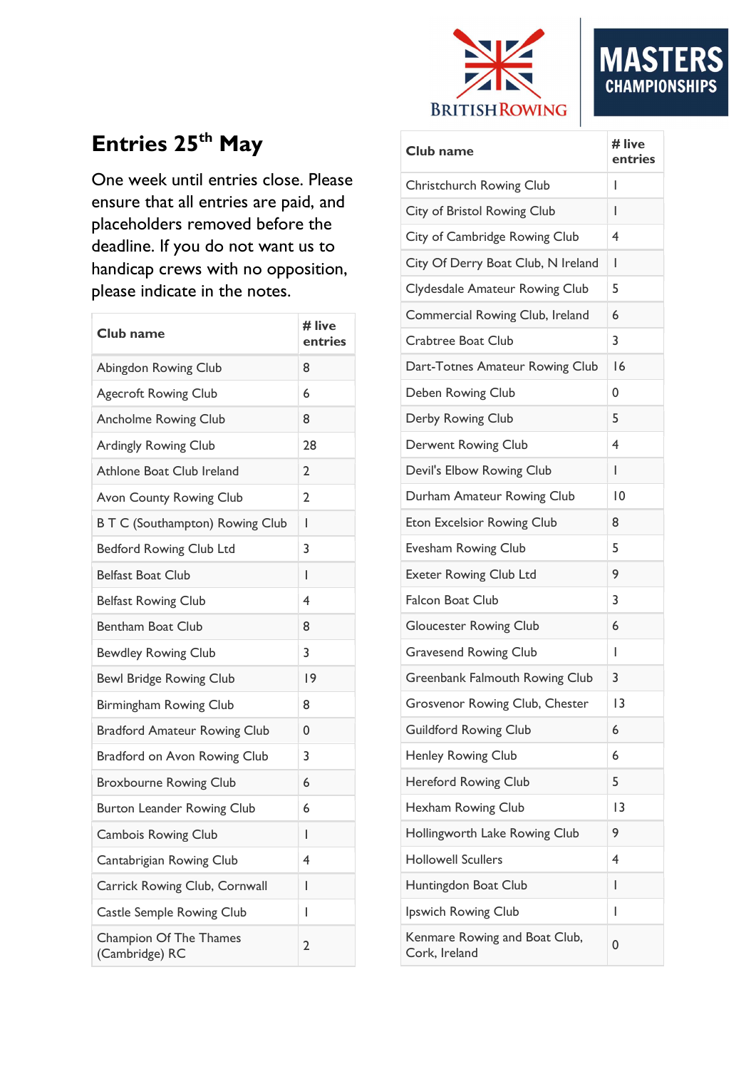# Entries 25th May

One week until entries close. Please ensure that all entries are paid, and placeholders removed before the deadline. If you do not want us to handicap crews with no opposition, please indicate in the notes.

| Club name | # live entries |
|---|---|
| Abingdon Rowing Club | 8 |
| Agecroft Rowing Club | 6 |
| Ancholme Rowing Club | 8 |
| Ardingly Rowing Club | 28 |
| Athlone Boat Club Ireland | 2 |
| Avon County Rowing Club | 2 |
| B T C (Southampton) Rowing Club | 1 |
| Bedford Rowing Club Ltd | 3 |
| Belfast Boat Club | 1 |
| Belfast Rowing Club | 4 |
| Bentham Boat Club | 8 |
| Bewdley Rowing Club | 3 |
| Bewl Bridge Rowing Club | 19 |
| Birmingham Rowing Club | 8 |
| Bradford Amateur Rowing Club | 0 |
| Bradford on Avon Rowing Club | 3 |
| Broxbourne Rowing Club | 6 |
| Burton Leander Rowing Club | 6 |
| Cambois Rowing Club | 1 |
| Cantabrigian Rowing Club | 4 |
| Carrick Rowing Club, Cornwall | 1 |
| Castle Semple Rowing Club | 1 |
| Champion Of The Thames (Cambridge) RC | 2 |
| Christchurch Rowing Club | 1 |
| City of Bristol Rowing Club | 1 |
| City of Cambridge Rowing Club | 4 |
| City Of Derry Boat Club, N Ireland | 1 |
| Clydesdale Amateur Rowing Club | 5 |
| Commercial Rowing Club, Ireland | 6 |
| Crabtree Boat Club | 3 |
| Dart-Totnes Amateur Rowing Club | 16 |
| Deben Rowing Club | 0 |
| Derby Rowing Club | 5 |
| Derwent Rowing Club | 4 |
| Devil's Elbow Rowing Club | 1 |
| Durham Amateur Rowing Club | 10 |
| Eton Excelsior Rowing Club | 8 |
| Evesham Rowing Club | 5 |
| Exeter Rowing Club Ltd | 9 |
| Falcon Boat Club | 3 |
| Gloucester Rowing Club | 6 |
| Gravesend Rowing Club | 1 |
| Greenbank Falmouth Rowing Club | 3 |
| Grosvenor Rowing Club, Chester | 13 |
| Guildford Rowing Club | 6 |
| Henley Rowing Club | 6 |
| Hereford Rowing Club | 5 |
| Hexham Rowing Club | 13 |
| Hollingworth Lake Rowing Club | 9 |
| Hollowell Scullers | 4 |
| Huntingdon Boat Club | 1 |
| Ipswich Rowing Club | 1 |
| Kenmare Rowing and Boat Club, Cork, Ireland | 0 |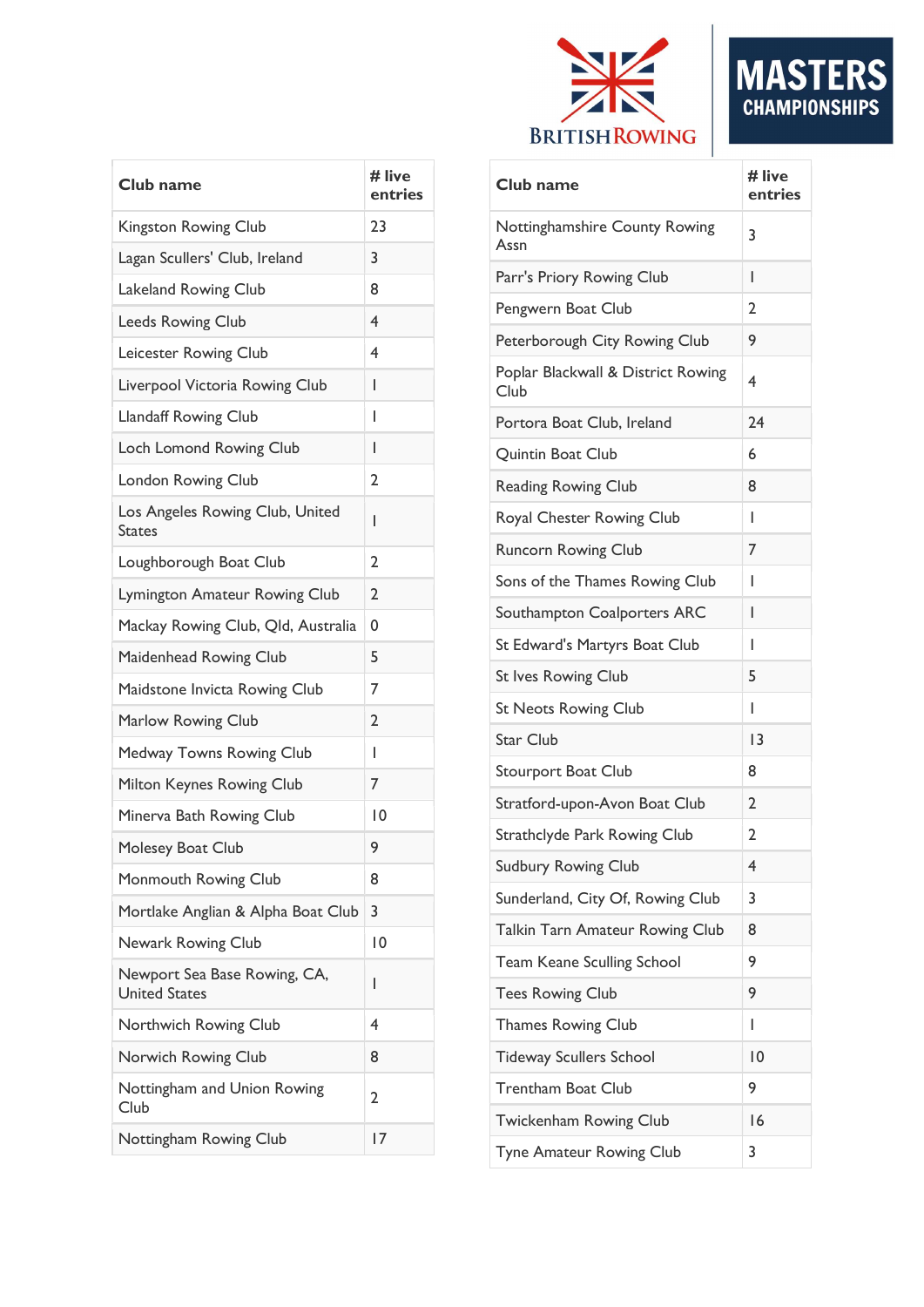| Club name | # live entries |
|---|---|
| Kingston Rowing Club | 23 |
| Lagan Scullers' Club, Ireland | 3 |
| Lakeland Rowing Club | 8 |
| Leeds Rowing Club | 4 |
| Leicester Rowing Club | 4 |
| Liverpool Victoria Rowing Club | 1 |
| Llandaff Rowing Club | 1 |
| Loch Lomond Rowing Club | 1 |
| London Rowing Club | 2 |
| Los Angeles Rowing Club, United States | 1 |
| Loughborough Boat Club | 2 |
| Lymington Amateur Rowing Club | 2 |
| Mackay Rowing Club, Qld, Australia | 0 |
| Maidenhead Rowing Club | 5 |
| Maidstone Invicta Rowing Club | 7 |
| Marlow Rowing Club | 2 |
| Medway Towns Rowing Club | 1 |
| Milton Keynes Rowing Club | 7 |
| Minerva Bath Rowing Club | 10 |
| Molesey Boat Club | 9 |
| Monmouth Rowing Club | 8 |
| Mortlake Anglian & Alpha Boat Club | 3 |
| Newark Rowing Club | 10 |
| Newport Sea Base Rowing, CA, United States | 1 |
| Northwich Rowing Club | 4 |
| Norwich Rowing Club | 8 |
| Nottingham and Union Rowing Club | 2 |
| Nottingham Rowing Club | 17 |

| Club name | # live entries |
|---|---|
| Nottinghamshire County Rowing Assn | 3 |
| Parr's Priory Rowing Club | 1 |
| Pengwern Boat Club | 2 |
| Peterborough City Rowing Club | 9 |
| Poplar Blackwall & District Rowing Club | 4 |
| Portora Boat Club, Ireland | 24 |
| Quintin Boat Club | 6 |
| Reading Rowing Club | 8 |
| Royal Chester Rowing Club | 1 |
| Runcorn Rowing Club | 7 |
| Sons of the Thames Rowing Club | 1 |
| Southampton Coalporters ARC | 1 |
| St Edward's Martyrs Boat Club | 1 |
| St Ives Rowing Club | 5 |
| St Neots Rowing Club | 1 |
| Star Club | 13 |
| Stourport Boat Club | 8 |
| Stratford-upon-Avon Boat Club | 2 |
| Strathclyde Park Rowing Club | 2 |
| Sudbury Rowing Club | 4 |
| Sunderland, City Of, Rowing Club | 3 |
| Talkin Tarn Amateur Rowing Club | 8 |
| Team Keane Sculling School | 9 |
| Tees Rowing Club | 9 |
| Thames Rowing Club | 1 |
| Tideway Scullers School | 10 |
| Trentham Boat Club | 9 |
| Twickenham Rowing Club | 16 |
| Tyne Amateur Rowing Club | 3 |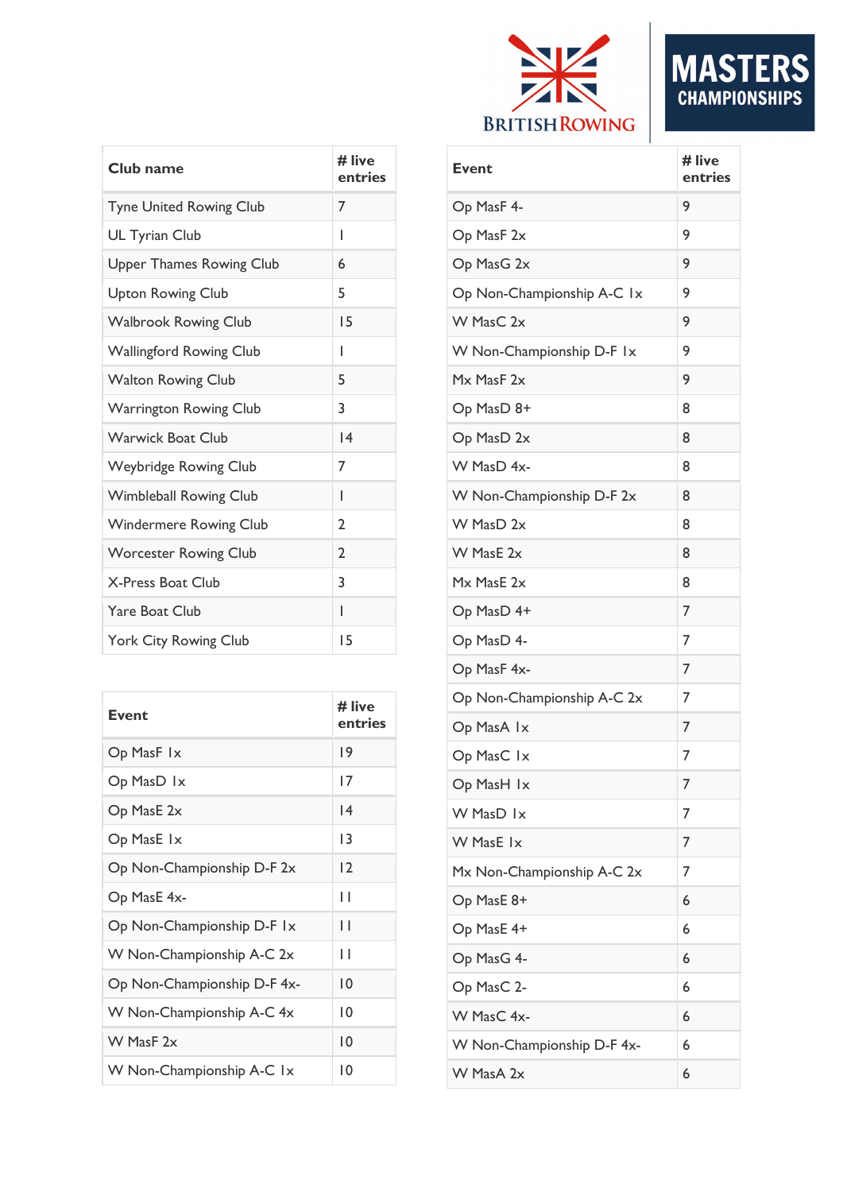| Club name | # live entries |
|---|---|
| Tyne United Rowing Club | 7 |
| UL Tyrian Club | 1 |
| Upper Thames Rowing Club | 6 |
| Upton Rowing Club | 5 |
| Walbrook Rowing Club | 15 |
| Wallingford Rowing Club | 1 |
| Walton Rowing Club | 5 |
| Warrington Rowing Club | 3 |
| Warwick Boat Club | 14 |
| Weybridge Rowing Club | 7 |
| Wimbleball Rowing Club | 1 |
| Windermere Rowing Club | 2 |
| Worcester Rowing Club | 2 |
| X-Press Boat Club | 3 |
| Yare Boat Club | 1 |
| York City Rowing Club | 15 |

| Event | # live entries |
|---|---|
| Op MasF 1x | 19 |
| Op MasD 1x | 17 |
| Op MasE 2x | 14 |
| Op MasE 1x | 13 |
| Op Non-Championship D-F 2x | 12 |
| Op MasE 4x- | 11 |
| Op Non-Championship D-F 1x | 11 |
| W Non-Championship A-C 2x | 11 |
| Op Non-Championship D-F 4x- | 10 |
| W Non-Championship A-C 4x | 10 |
| W MasF 2x | 10 |
| W Non-Championship A-C 1x | 10 |
| Op MasF 4- | 9 |
| Op MasF 2x | 9 |
| Op MasG 2x | 9 |
| Op Non-Championship A-C 1x | 9 |
| W MasC 2x | 9 |
| W Non-Championship D-F 1x | 9 |
| Mx MasF 2x | 9 |
| Op MasD 8+ | 8 |
| Op MasD 2x | 8 |
| W MasD 4x- | 8 |
| W Non-Championship D-F 2x | 8 |
| W MasD 2x | 8 |
| W MasE 2x | 8 |
| Mx MasE 2x | 8 |
| Op MasD 4+ | 7 |
| Op MasD 4- | 7 |
| Op MasF 4x- | 7 |
| Op Non-Championship A-C 2x | 7 |
| Op MasA 1x | 7 |
| Op MasC 1x | 7 |
| Op MasH 1x | 7 |
| W MasD 1x | 7 |
| W MasE 1x | 7 |
| Mx Non-Championship A-C 2x | 7 |
| Op MasE 8+ | 6 |
| Op MasE 4+ | 6 |
| Op MasG 4- | 6 |
| Op MasC 2- | 6 |
| W MasC 4x- | 6 |
| W Non-Championship D-F 4x- | 6 |
| W MasA 2x | 6 |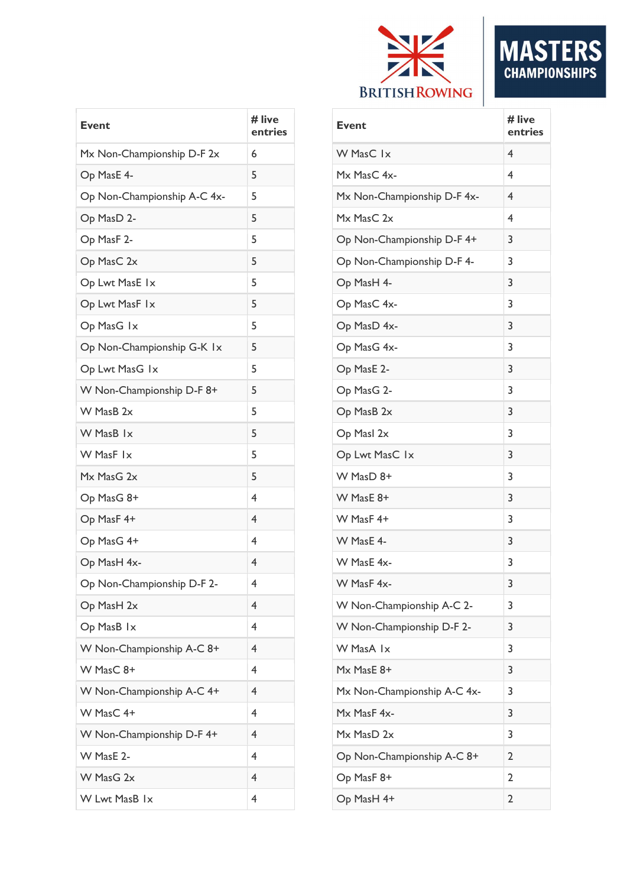| Event | # live entries |
| --- | --- |
| Mx Non-Championship D-F 2x | 6 |
| Op MasE 4- | 5 |
| Op Non-Championship A-C 4x- | 5 |
| Op MasD 2- | 5 |
| Op MasF 2- | 5 |
| Op MasC 2x | 5 |
| Op Lwt MasE 1x | 5 |
| Op Lwt MasF 1x | 5 |
| Op MasG 1x | 5 |
| Op Non-Championship G-K 1x | 5 |
| Op Lwt MasG 1x | 5 |
| W Non-Championship D-F 8+ | 5 |
| W MasB 2x | 5 |
| W MasB 1x | 5 |
| W MasF 1x | 5 |
| Mx MasG 2x | 5 |
| Op MasG 8+ | 4 |
| Op MasF 4+ | 4 |
| Op MasG 4+ | 4 |
| Op MasH 4x- | 4 |
| Op Non-Championship D-F 2- | 4 |
| Op MasH 2x | 4 |
| Op MasB 1x | 4 |
| W Non-Championship A-C 8+ | 4 |
| W MasC 8+ | 4 |
| W Non-Championship A-C 4+ | 4 |
| W MasC 4+ | 4 |
| W Non-Championship D-F 4+ | 4 |
| W MasE 2- | 4 |
| W MasG 2x | 4 |
| W Lwt MasB 1x | 4 |

| Event | # live entries |
| --- | --- |
| W MasC 1x | 4 |
| Mx MasC 4x- | 4 |
| Mx Non-Championship D-F 4x- | 4 |
| Mx MasC 2x | 4 |
| Op Non-Championship D-F 4+ | 3 |
| Op Non-Championship D-F 4- | 3 |
| Op MasH 4- | 3 |
| Op MasC 4x- | 3 |
| Op MasD 4x- | 3 |
| Op MasG 4x- | 3 |
| Op MasE 2- | 3 |
| Op MasG 2- | 3 |
| Op MasB 2x | 3 |
| Op MasI 2x | 3 |
| Op Lwt MasC 1x | 3 |
| W MasD 8+ | 3 |
| W MasE 8+ | 3 |
| W MasF 4+ | 3 |
| W MasE 4- | 3 |
| W MasE 4x- | 3 |
| W MasF 4x- | 3 |
| W Non-Championship A-C 2- | 3 |
| W Non-Championship D-F 2- | 3 |
| W MasA 1x | 3 |
| Mx MasE 8+ | 3 |
| Mx Non-Championship A-C 4x- | 3 |
| Mx MasF 4x- | 3 |
| Mx MasD 2x | 3 |
| Op Non-Championship A-C 8+ | 2 |
| Op MasF 8+ | 2 |
| Op MasH 4+ | 2 |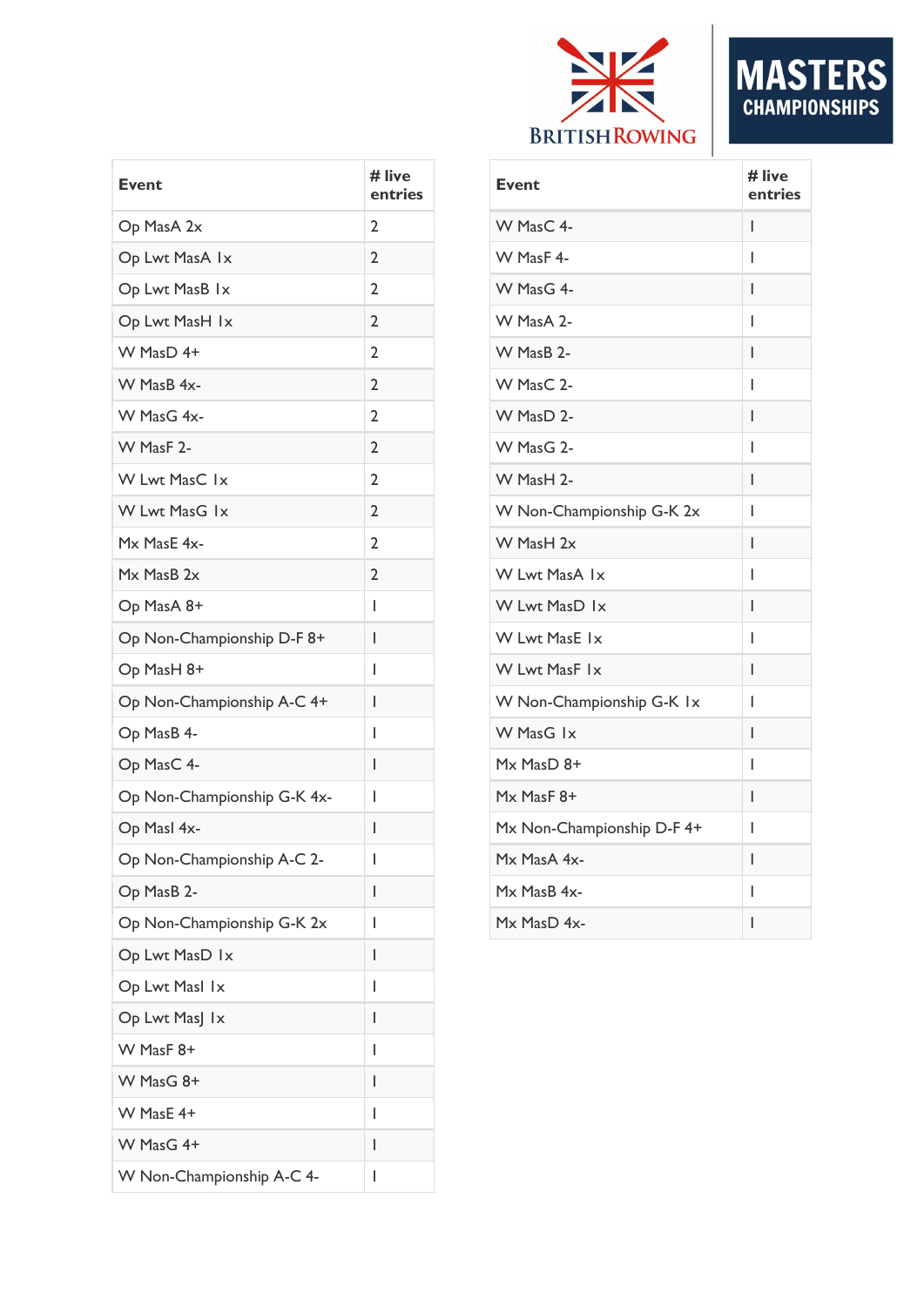| Event | # live entries |
|---|---|
| Op MasA 2x | 2 |
| Op Lwt MasA 1x | 2 |
| Op Lwt MasB 1x | 2 |
| Op Lwt MasH 1x | 2 |
| W MasD 4+ | 2 |
| W MasB 4x- | 2 |
| W MasG 4x- | 2 |
| W MasF 2- | 2 |
| W Lwt MasC 1x | 2 |
| W Lwt MasG 1x | 2 |
| Mx MasE 4x- | 2 |
| Mx MasB 2x | 2 |
| Op MasA 8+ | 1 |
| Op Non-Championship D-F 8+ | 1 |
| Op MasH 8+ | 1 |
| Op Non-Championship A-C 4+ | 1 |
| Op MasB 4- | 1 |
| Op MasC 4- | 1 |
| Op Non-Championship G-K 4x- | 1 |
| Op MasI 4x- | 1 |
| Op Non-Championship A-C 2- | 1 |
| Op MasB 2- | 1 |
| Op Non-Championship G-K 2x | 1 |
| Op Lwt MasD 1x | 1 |
| Op Lwt MasI 1x | 1 |
| Op Lwt MasJ 1x | 1 |
| W MasF 8+ | 1 |
| W MasG 8+ | 1 |
| W MasE 4+ | 1 |
| W MasG 4+ | 1 |
| W Non-Championship A-C 4- | 1 |

| Event | # live entries |
|---|---|
| W MasC 4- | 1 |
| W MasF 4- | 1 |
| W MasG 4- | 1 |
| W MasA 2- | 1 |
| W MasB 2- | 1 |
| W MasC 2- | 1 |
| W MasD 2- | 1 |
| W MasG 2- | 1 |
| W MasH 2- | 1 |
| W Non-Championship G-K 2x | 1 |
| W MasH 2x | 1 |
| W Lwt MasA 1x | 1 |
| W Lwt MasD 1x | 1 |
| W Lwt MasE 1x | 1 |
| W Lwt MasF 1x | 1 |
| W Non-Championship G-K 1x | 1 |
| W MasG 1x | 1 |
| Mx MasD 8+ | 1 |
| Mx MasF 8+ | 1 |
| Mx Non-Championship D-F 4+ | 1 |
| Mx MasA 4x- | 1 |
| Mx MasB 4x- | 1 |
| Mx MasD 4x- | 1 |